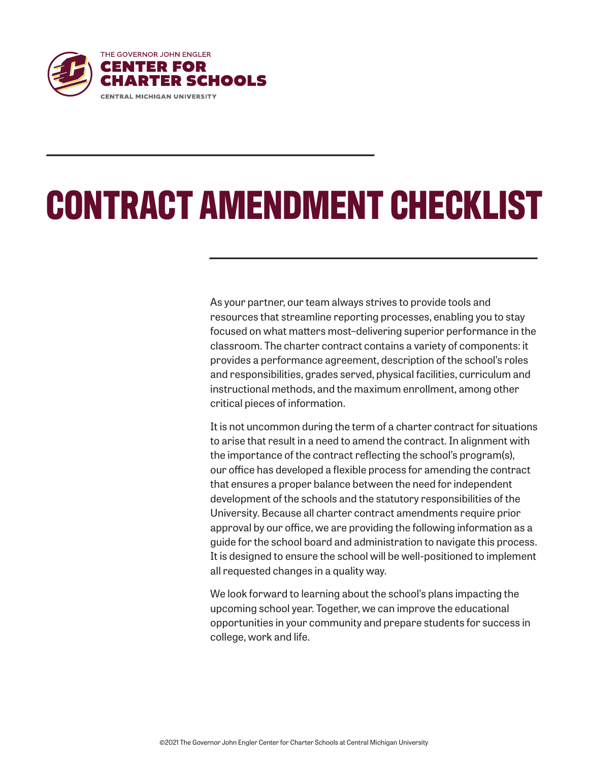THE GOVERNOR JOHN ENGLER
**CENTER FOR CHARTER SCHOOLS**
CENTRAL MICHIGAN UNIVERSITY

# CONTRACT AMENDMENT CHECKLIST

As your partner, our team always strives to provide tools and resources that streamline reporting processes, enabling you to stay focused on what matters most–delivering superior performance in the classroom. The charter contract contains a variety of components: it provides a performance agreement, description of the school's roles and responsibilities, grades served, physical facilities, curriculum and instructional methods, and the maximum enrollment, among other critical pieces of information.

It is not uncommon during the term of a charter contract for situations to arise that result in a need to amend the contract. In alignment with the importance of the contract reflecting the school's program(s), our office has developed a flexible process for amending the contract that ensures a proper balance between the need for independent development of the schools and the statutory responsibilities of the University. Because all charter contract amendments require prior approval by our office, we are providing the following information as a guide for the school board and administration to navigate this process. It is designed to ensure the school will be well-positioned to implement all requested changes in a quality way.

We look forward to learning about the school's plans impacting the upcoming school year. Together, we can improve the educational opportunities in your community and prepare students for success in college, work and life.

©2021 The Governor John Engler Center for Charter Schools at Central Michigan University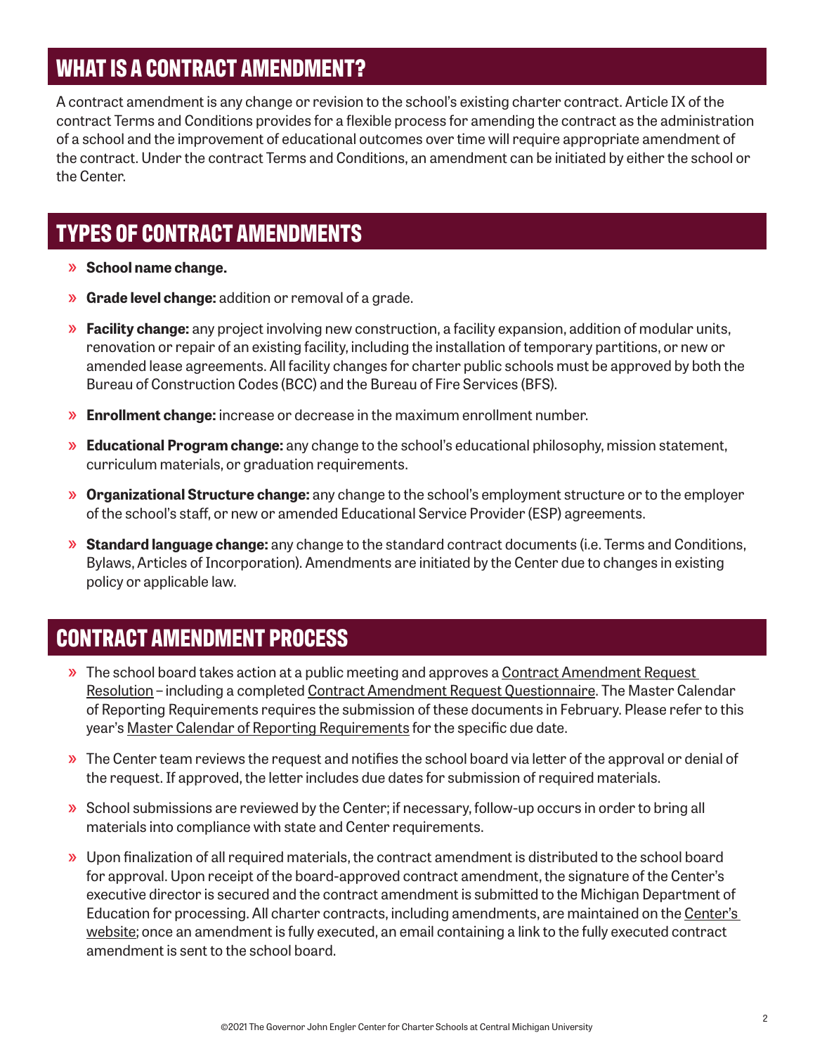## WHAT IS A CONTRACT AMENDMENT?

A contract amendment is any change or revision to the school's existing charter contract. Article IX of the contract Terms and Conditions provides for a flexible process for amending the contract as the administration of a school and the improvement of educational outcomes over time will require appropriate amendment of the contract. Under the contract Terms and Conditions, an amendment can be initiated by either the school or the Center.

## TYPES OF CONTRACT AMENDMENTS

- **School name change.**
- **Grade level change:** addition or removal of a grade.
- **Facility change:** any project involving new construction, a facility expansion, addition of modular units, renovation or repair of an existing facility, including the installation of temporary partitions, or new or amended lease agreements. All facility changes for charter public schools must be approved by both the Bureau of Construction Codes (BCC) and the Bureau of Fire Services (BFS).
- **Enrollment change:** increase or decrease in the maximum enrollment number.
- **Educational Program change:** any change to the school's educational philosophy, mission statement, curriculum materials, or graduation requirements.
- **Organizational Structure change:** any change to the school's employment structure or to the employer of the school's staff, or new or amended Educational Service Provider (ESP) agreements.
- **Standard language change:** any change to the standard contract documents (i.e. Terms and Conditions, Bylaws, Articles of Incorporation). Amendments are initiated by the Center due to changes in existing policy or applicable law.

## CONTRACT AMENDMENT PROCESS

- The school board takes action at a public meeting and approves a Contract Amendment Request Resolution – including a completed Contract Amendment Request Questionnaire. The Master Calendar of Reporting Requirements requires the submission of these documents in February. Please refer to this year's Master Calendar of Reporting Requirements for the specific due date.
- The Center team reviews the request and notifies the school board via letter of the approval or denial of the request. If approved, the letter includes due dates for submission of required materials.
- School submissions are reviewed by the Center; if necessary, follow-up occurs in order to bring all materials into compliance with state and Center requirements.
- Upon finalization of all required materials, the contract amendment is distributed to the school board for approval. Upon receipt of the board-approved contract amendment, the signature of the Center's executive director is secured and the contract amendment is submitted to the Michigan Department of Education for processing. All charter contracts, including amendments, are maintained on the Center's website; once an amendment is fully executed, an email containing a link to the fully executed contract amendment is sent to the school board.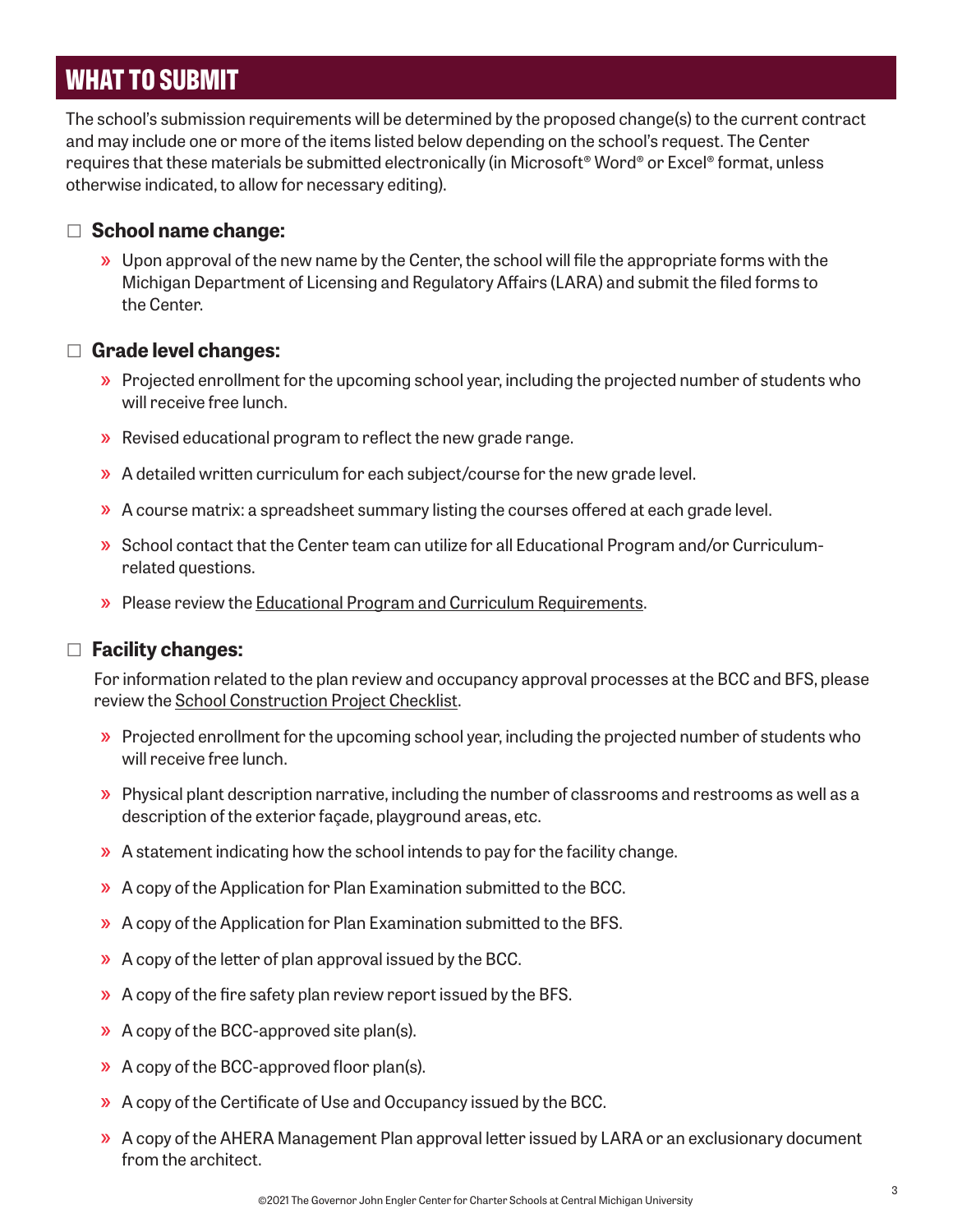## WHAT TO SUBMIT

The school's submission requirements will be determined by the proposed change(s) to the current contract and may include one or more of the items listed below depending on the school's request. The Center requires that these materials be submitted electronically (in Microsoft® Word® or Excel® format, unless otherwise indicated, to allow for necessary editing).

### ☐ School name change:

- Upon approval of the new name by the Center, the school will file the appropriate forms with the Michigan Department of Licensing and Regulatory Affairs (LARA) and submit the filed forms to the Center.

### ☐ Grade level changes:

- Projected enrollment for the upcoming school year, including the projected number of students who will receive free lunch.
- Revised educational program to reflect the new grade range.
- A detailed written curriculum for each subject/course for the new grade level.
- A course matrix: a spreadsheet summary listing the courses offered at each grade level.
- School contact that the Center team can utilize for all Educational Program and/or Curriculum-related questions.
- Please review the Educational Program and Curriculum Requirements.

### ☐ Facility changes:

For information related to the plan review and occupancy approval processes at the BCC and BFS, please review the School Construction Project Checklist.

- Projected enrollment for the upcoming school year, including the projected number of students who will receive free lunch.
- Physical plant description narrative, including the number of classrooms and restrooms as well as a description of the exterior façade, playground areas, etc.
- A statement indicating how the school intends to pay for the facility change.
- A copy of the Application for Plan Examination submitted to the BCC.
- A copy of the Application for Plan Examination submitted to the BFS.
- A copy of the letter of plan approval issued by the BCC.
- A copy of the fire safety plan review report issued by the BFS.
- A copy of the BCC-approved site plan(s).
- A copy of the BCC-approved floor plan(s).
- A copy of the Certificate of Use and Occupancy issued by the BCC.
- A copy of the AHERA Management Plan approval letter issued by LARA or an exclusionary document from the architect.

©2021 The Governor John Engler Center for Charter Schools at Central Michigan University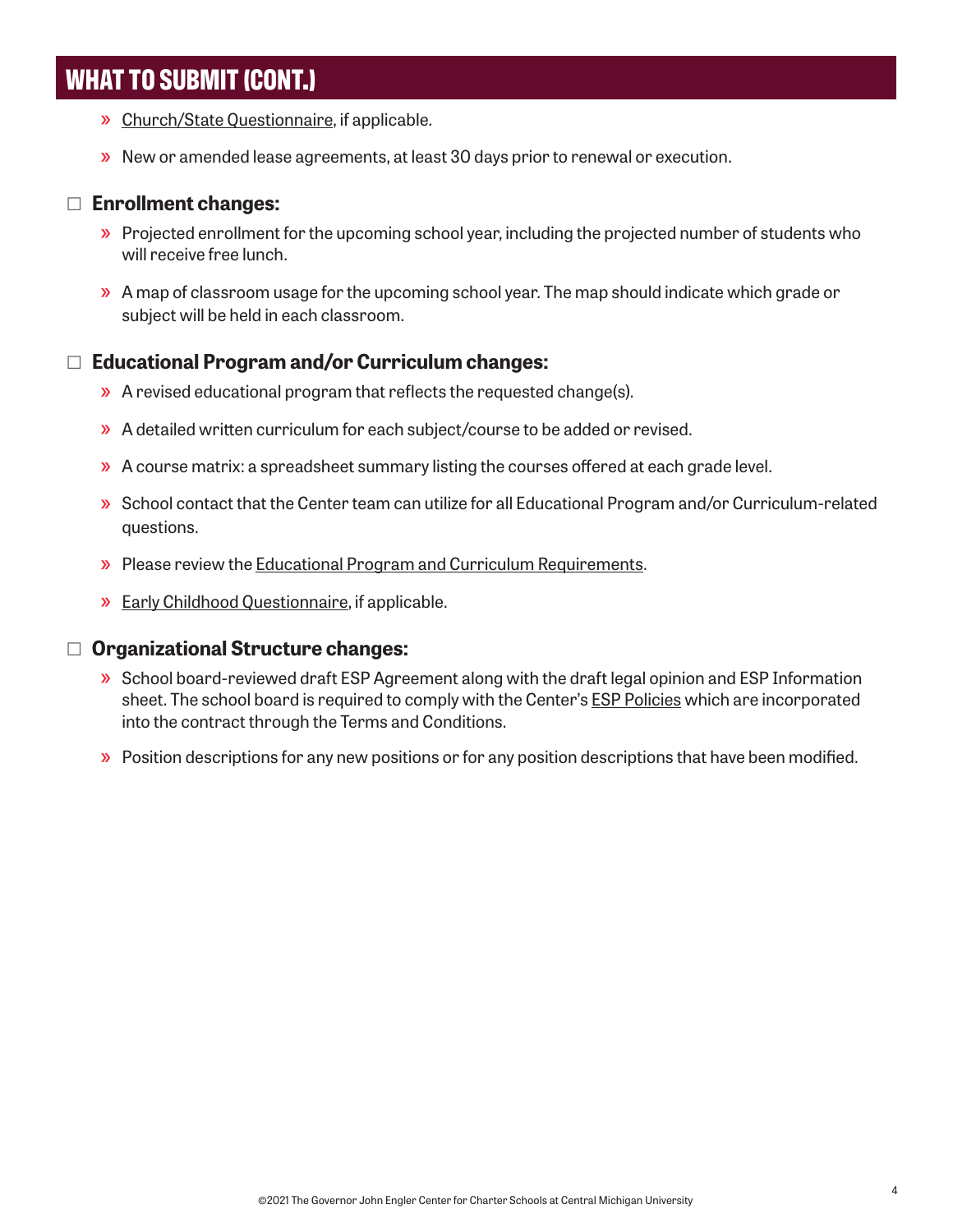## WHAT TO SUBMIT (CONT.)

- Church/State Questionnaire, if applicable.
- New or amended lease agreements, at least 30 days prior to renewal or execution.

☐ **Enrollment changes:**

- Projected enrollment for the upcoming school year, including the projected number of students who will receive free lunch.
- A map of classroom usage for the upcoming school year. The map should indicate which grade or subject will be held in each classroom.

☐ **Educational Program and/or Curriculum changes:**

- A revised educational program that reflects the requested change(s).
- A detailed written curriculum for each subject/course to be added or revised.
- A course matrix: a spreadsheet summary listing the courses offered at each grade level.
- School contact that the Center team can utilize for all Educational Program and/or Curriculum-related questions.
- Please review the Educational Program and Curriculum Requirements.
- Early Childhood Questionnaire, if applicable.

☐ **Organizational Structure changes:**

- School board-reviewed draft ESP Agreement along with the draft legal opinion and ESP Information sheet. The school board is required to comply with the Center's ESP Policies which are incorporated into the contract through the Terms and Conditions.
- Position descriptions for any new positions or for any position descriptions that have been modified.